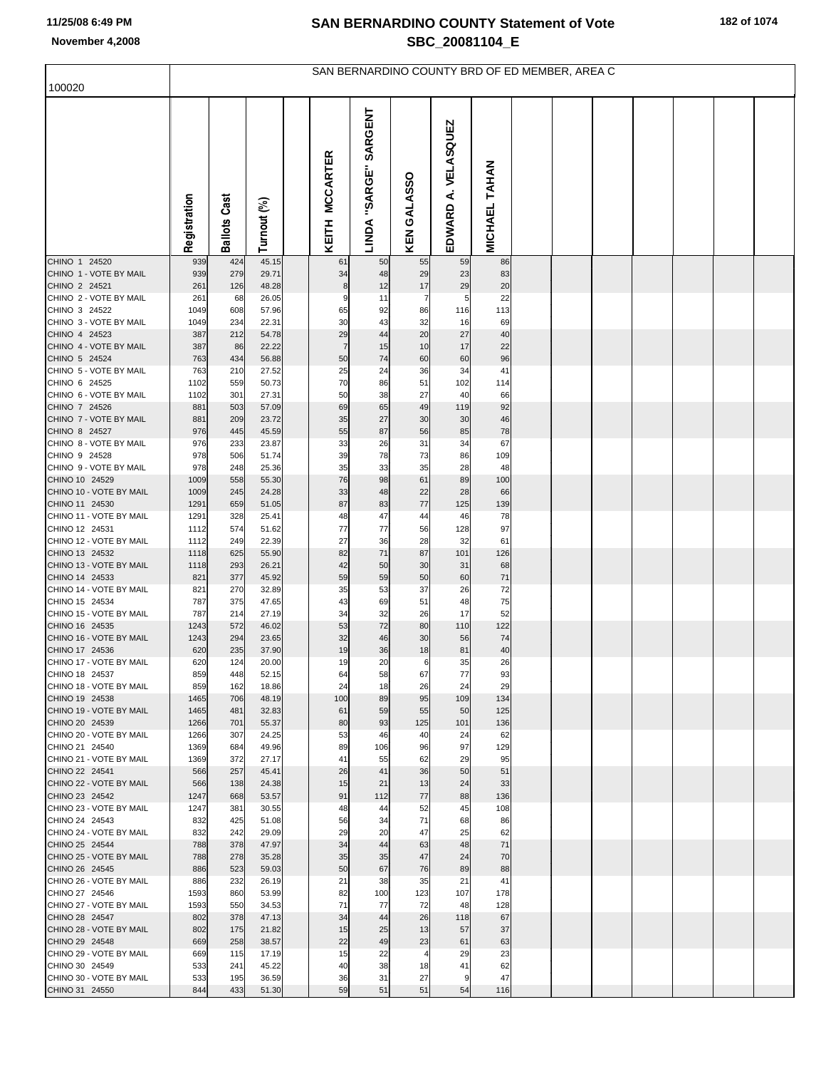# SAN BERNARDINO COUNTY Statement of Vote

## SBC_20081104_E

11/25/08 6:49 PM

November 4,2008

SAN BERNARDINO COUNTY BRD OF ED MEMBER, AREA C

| 100020 | Registration | Ballots Cast | Turnout (%) | | KEITH MCCARTER | LINDA "SARGE" SARGENT | KEN GALASSO | EDWARD A. VELASQUEZ | MICHAEL TAHAN |
|---|---|---|---|---|---|---|---|---|---|
| CHINO 1 24520 | 939 | 424 | 45.15 | | 61 | 50 | 55 | 59 | 86 |
| CHINO 1 - VOTE BY MAIL | 939 | 279 | 29.71 | | 34 | 48 | 29 | 23 | 83 |
| CHINO 2 24521 | 261 | 126 | 48.28 | | 8 | 12 | 17 | 29 | 20 |
| CHINO 2 - VOTE BY MAIL | 261 | 68 | 26.05 | | 9 | 11 | 7 | 5 | 22 |
| CHINO 3 24522 | 1049 | 608 | 57.96 | | 65 | 92 | 86 | 116 | 113 |
| CHINO 3 - VOTE BY MAIL | 1049 | 234 | 22.31 | | 30 | 43 | 32 | 16 | 69 |
| CHINO 4 24523 | 387 | 212 | 54.78 | | 29 | 44 | 20 | 27 | 40 |
| CHINO 4 - VOTE BY MAIL | 387 | 86 | 22.22 | | 7 | 15 | 10 | 17 | 22 |
| CHINO 5 24524 | 763 | 434 | 56.88 | | 50 | 74 | 60 | 60 | 96 |
| CHINO 5 - VOTE BY MAIL | 763 | 210 | 27.52 | | 25 | 24 | 36 | 34 | 41 |
| CHINO 6 24525 | 1102 | 559 | 50.73 | | 70 | 86 | 51 | 102 | 114 |
| CHINO 6 - VOTE BY MAIL | 1102 | 301 | 27.31 | | 50 | 38 | 27 | 40 | 66 |
| CHINO 7 24526 | 881 | 503 | 57.09 | | 69 | 65 | 49 | 119 | 92 |
| CHINO 7 - VOTE BY MAIL | 881 | 209 | 23.72 | | 35 | 27 | 30 | 30 | 46 |
| CHINO 8 24527 | 976 | 445 | 45.59 | | 55 | 87 | 56 | 85 | 78 |
| CHINO 8 - VOTE BY MAIL | 976 | 233 | 23.87 | | 33 | 26 | 31 | 34 | 67 |
| CHINO 9 24528 | 978 | 506 | 51.74 | | 39 | 78 | 73 | 86 | 109 |
| CHINO 9 - VOTE BY MAIL | 978 | 248 | 25.36 | | 35 | 33 | 35 | 28 | 48 |
| CHINO 10 24529 | 1009 | 558 | 55.30 | | 76 | 98 | 61 | 89 | 100 |
| CHINO 10 - VOTE BY MAIL | 1009 | 245 | 24.28 | | 33 | 48 | 22 | 28 | 66 |
| CHINO 11 24530 | 1291 | 659 | 51.05 | | 87 | 83 | 77 | 125 | 139 |
| CHINO 11 - VOTE BY MAIL | 1291 | 328 | 25.41 | | 48 | 47 | 44 | 46 | 78 |
| CHINO 12 24531 | 1112 | 574 | 51.62 | | 77 | 77 | 56 | 128 | 97 |
| CHINO 12 - VOTE BY MAIL | 1112 | 249 | 22.39 | | 27 | 36 | 28 | 32 | 61 |
| CHINO 13 24532 | 1118 | 625 | 55.90 | | 82 | 71 | 87 | 101 | 126 |
| CHINO 13 - VOTE BY MAIL | 1118 | 293 | 26.21 | | 42 | 50 | 30 | 31 | 68 |
| CHINO 14 24533 | 821 | 377 | 45.92 | | 59 | 59 | 50 | 60 | 71 |
| CHINO 14 - VOTE BY MAIL | 821 | 270 | 32.89 | | 35 | 53 | 37 | 26 | 72 |
| CHINO 15 24534 | 787 | 375 | 47.65 | | 43 | 69 | 51 | 48 | 75 |
| CHINO 15 - VOTE BY MAIL | 787 | 214 | 27.19 | | 34 | 32 | 26 | 17 | 52 |
| CHINO 16 24535 | 1243 | 572 | 46.02 | | 53 | 72 | 80 | 110 | 122 |
| CHINO 16 - VOTE BY MAIL | 1243 | 294 | 23.65 | | 32 | 46 | 30 | 56 | 74 |
| CHINO 17 24536 | 620 | 235 | 37.90 | | 19 | 36 | 18 | 81 | 40 |
| CHINO 17 - VOTE BY MAIL | 620 | 124 | 20.00 | | 19 | 20 | 6 | 35 | 26 |
| CHINO 18 24537 | 859 | 448 | 52.15 | | 64 | 58 | 67 | 77 | 93 |
| CHINO 18 - VOTE BY MAIL | 859 | 162 | 18.86 | | 24 | 18 | 26 | 24 | 29 |
| CHINO 19 24538 | 1465 | 706 | 48.19 | | 100 | 89 | 95 | 109 | 134 |
| CHINO 19 - VOTE BY MAIL | 1465 | 481 | 32.83 | | 61 | 59 | 55 | 50 | 125 |
| CHINO 20 24539 | 1266 | 701 | 55.37 | | 80 | 93 | 125 | 101 | 136 |
| CHINO 20 - VOTE BY MAIL | 1266 | 307 | 24.25 | | 53 | 46 | 40 | 24 | 62 |
| CHINO 21 24540 | 1369 | 684 | 49.96 | | 89 | 106 | 96 | 97 | 129 |
| CHINO 21 - VOTE BY MAIL | 1369 | 372 | 27.17 | | 41 | 55 | 62 | 29 | 95 |
| CHINO 22 24541 | 566 | 257 | 45.41 | | 26 | 41 | 36 | 50 | 51 |
| CHINO 22 - VOTE BY MAIL | 566 | 138 | 24.38 | | 15 | 21 | 13 | 24 | 33 |
| CHINO 23 24542 | 1247 | 668 | 53.57 | | 91 | 112 | 77 | 88 | 136 |
| CHINO 23 - VOTE BY MAIL | 1247 | 381 | 30.55 | | 48 | 44 | 52 | 45 | 108 |
| CHINO 24 24543 | 832 | 425 | 51.08 | | 56 | 34 | 71 | 68 | 86 |
| CHINO 24 - VOTE BY MAIL | 832 | 242 | 29.09 | | 29 | 20 | 47 | 25 | 62 |
| CHINO 25 24544 | 788 | 378 | 47.97 | | 34 | 44 | 63 | 48 | 71 |
| CHINO 25 - VOTE BY MAIL | 788 | 278 | 35.28 | | 35 | 35 | 47 | 24 | 70 |
| CHINO 26 24545 | 886 | 523 | 59.03 | | 50 | 67 | 76 | 89 | 88 |
| CHINO 26 - VOTE BY MAIL | 886 | 232 | 26.19 | | 21 | 38 | 35 | 21 | 41 |
| CHINO 27 24546 | 1593 | 860 | 53.99 | | 82 | 100 | 123 | 107 | 178 |
| CHINO 27 - VOTE BY MAIL | 1593 | 550 | 34.53 | | 71 | 77 | 72 | 48 | 128 |
| CHINO 28 24547 | 802 | 378 | 47.13 | | 34 | 44 | 26 | 118 | 67 |
| CHINO 28 - VOTE BY MAIL | 802 | 175 | 21.82 | | 15 | 25 | 13 | 57 | 37 |
| CHINO 29 24548 | 669 | 258 | 38.57 | | 22 | 49 | 23 | 61 | 63 |
| CHINO 29 - VOTE BY MAIL | 669 | 115 | 17.19 | | 15 | 22 | 4 | 29 | 23 |
| CHINO 30 24549 | 533 | 241 | 45.22 | | 40 | 38 | 18 | 41 | 62 |
| CHINO 30 - VOTE BY MAIL | 533 | 195 | 36.59 | | 36 | 31 | 27 | 9 | 47 |
| CHINO 31 24550 | 844 | 433 | 51.30 | | 59 | 51 | 51 | 54 | 116 |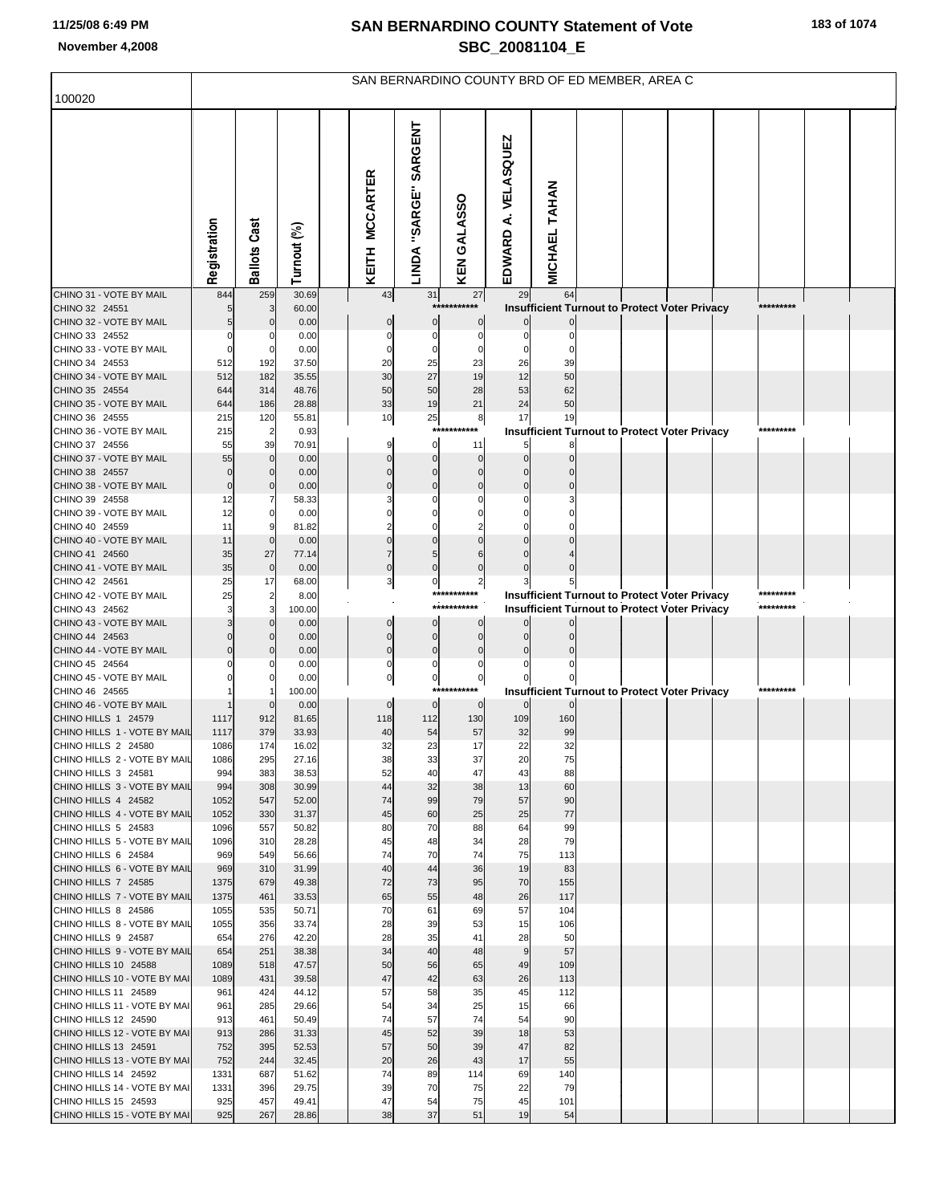# SAN BERNARDINO COUNTY Statement of Vote

## SBC_20081104_E

November 4,2008

100020

SAN BERNARDINO COUNTY BRD OF ED MEMBER, AREA C

| | Registration | Ballots Cast | Turnout (%) | KEITH MCCARTER | LINDA "SARGE" SARGENT | KEN GALASSO | EDWARD A. VELASQUEZ | MICHAEL TAHAN |
|---|---|---|---|---|---|---|---|---|
| CHINO 31 - VOTE BY MAIL | 844 | 259 | 30.69 | 43 | 31 | 27 | 29 | 64 |
| CHINO 32 24551 | 5 | 3 | 60.00 | Insufficient Turnout to Protect Voter Privacy | | | | |
| CHINO 32 - VOTE BY MAIL | 5 | 0 | 0.00 | 0 | 0 | 0 | 0 | 0 |
| CHINO 33 24552 | 0 | 0 | 0.00 | 0 | 0 | 0 | 0 | 0 |
| CHINO 33 - VOTE BY MAIL | 0 | 0 | 0.00 | 0 | 0 | 0 | 0 | 0 |
| CHINO 34 24553 | 512 | 192 | 37.50 | 20 | 25 | 23 | 26 | 39 |
| CHINO 34 - VOTE BY MAIL | 512 | 182 | 35.55 | 30 | 27 | 19 | 12 | 50 |
| CHINO 35 24554 | 644 | 314 | 48.76 | 50 | 50 | 28 | 53 | 62 |
| CHINO 35 - VOTE BY MAIL | 644 | 186 | 28.88 | 33 | 19 | 21 | 24 | 50 |
| CHINO 36 24555 | 215 | 120 | 55.81 | 10 | 25 | 8 | 17 | 19 |
| CHINO 36 - VOTE BY MAIL | 215 | 2 | 0.93 | Insufficient Turnout to Protect Voter Privacy | | | | |
| CHINO 37 24556 | 55 | 39 | 70.91 | 9 | 0 | 11 | 5 | 8 |
| CHINO 37 - VOTE BY MAIL | 55 | 0 | 0.00 | 0 | 0 | 0 | 0 | 0 |
| CHINO 38 24557 | 0 | 0 | 0.00 | 0 | 0 | 0 | 0 | 0 |
| CHINO 38 - VOTE BY MAIL | 0 | 0 | 0.00 | 0 | 0 | 0 | 0 | 0 |
| CHINO 39 24558 | 12 | 7 | 58.33 | 3 | 0 | 0 | 0 | 3 |
| CHINO 39 - VOTE BY MAIL | 12 | 0 | 0.00 | 0 | 0 | 0 | 0 | 0 |
| CHINO 40 24559 | 11 | 9 | 81.82 | 2 | 0 | 2 | 0 | 0 |
| CHINO 40 - VOTE BY MAIL | 11 | 0 | 0.00 | 0 | 0 | 0 | 0 | 0 |
| CHINO 41 24560 | 35 | 27 | 77.14 | 7 | 5 | 6 | 0 | 4 |
| CHINO 41 - VOTE BY MAIL | 35 | 0 | 0.00 | 0 | 0 | 0 | 0 | 0 |
| CHINO 42 24561 | 25 | 17 | 68.00 | 3 | 0 | 2 | 3 | 5 |
| CHINO 42 - VOTE BY MAIL | 25 | 2 | 8.00 | Insufficient Turnout to Protect Voter Privacy | | | | |
| CHINO 43 24562 | 3 | 3 | 100.00 | Insufficient Turnout to Protect Voter Privacy | | | | |
| CHINO 43 - VOTE BY MAIL | 3 | 0 | 0.00 | 0 | 0 | 0 | 0 | 0 |
| CHINO 44 24563 | 0 | 0 | 0.00 | 0 | 0 | 0 | 0 | 0 |
| CHINO 44 - VOTE BY MAIL | 0 | 0 | 0.00 | 0 | 0 | 0 | 0 | 0 |
| CHINO 45 24564 | 0 | 0 | 0.00 | 0 | 0 | 0 | 0 | 0 |
| CHINO 45 - VOTE BY MAIL | 0 | 0 | 0.00 | 0 | 0 | 0 | 0 | 0 |
| CHINO 46 24565 | 1 | 1 | 100.00 | Insufficient Turnout to Protect Voter Privacy | | | | |
| CHINO 46 - VOTE BY MAIL | 1 | 0 | 0.00 | 0 | 0 | 0 | 0 | 0 |
| CHINO HILLS 1 24579 | 1117 | 912 | 81.65 | 118 | 112 | 130 | 109 | 160 |
| CHINO HILLS 1 - VOTE BY MAIL | 1117 | 379 | 33.93 | 40 | 54 | 57 | 32 | 99 |
| CHINO HILLS 2 24580 | 1086 | 174 | 16.02 | 32 | 23 | 17 | 22 | 32 |
| CHINO HILLS 2 - VOTE BY MAIL | 1086 | 295 | 27.16 | 38 | 33 | 37 | 20 | 75 |
| CHINO HILLS 3 24581 | 994 | 383 | 38.53 | 52 | 40 | 47 | 43 | 88 |
| CHINO HILLS 3 - VOTE BY MAIL | 994 | 308 | 30.99 | 44 | 32 | 38 | 13 | 60 |
| CHINO HILLS 4 24582 | 1052 | 547 | 52.00 | 74 | 99 | 79 | 57 | 90 |
| CHINO HILLS 4 - VOTE BY MAIL | 1052 | 330 | 31.37 | 45 | 60 | 25 | 25 | 77 |
| CHINO HILLS 5 24583 | 1096 | 557 | 50.82 | 80 | 70 | 88 | 64 | 99 |
| CHINO HILLS 5 - VOTE BY MAIL | 1096 | 310 | 28.28 | 45 | 48 | 34 | 28 | 79 |
| CHINO HILLS 6 24584 | 969 | 549 | 56.66 | 74 | 70 | 74 | 75 | 113 |
| CHINO HILLS 6 - VOTE BY MAIL | 969 | 310 | 31.99 | 40 | 44 | 36 | 19 | 83 |
| CHINO HILLS 7 24585 | 1375 | 679 | 49.38 | 72 | 73 | 95 | 70 | 155 |
| CHINO HILLS 7 - VOTE BY MAIL | 1375 | 461 | 33.53 | 65 | 55 | 48 | 26 | 117 |
| CHINO HILLS 8 24586 | 1055 | 535 | 50.71 | 70 | 61 | 69 | 57 | 104 |
| CHINO HILLS 8 - VOTE BY MAIL | 1055 | 356 | 33.74 | 28 | 39 | 53 | 15 | 106 |
| CHINO HILLS 9 24587 | 654 | 276 | 42.20 | 28 | 35 | 41 | 28 | 50 |
| CHINO HILLS 9 - VOTE BY MAIL | 654 | 251 | 38.38 | 34 | 40 | 48 | 9 | 57 |
| CHINO HILLS 10 24588 | 1089 | 518 | 47.57 | 50 | 56 | 65 | 49 | 109 |
| CHINO HILLS 10 - VOTE BY MAI | 1089 | 431 | 39.58 | 47 | 42 | 63 | 26 | 113 |
| CHINO HILLS 11 24589 | 961 | 424 | 44.12 | 57 | 58 | 35 | 45 | 112 |
| CHINO HILLS 11 - VOTE BY MAI | 961 | 285 | 29.66 | 54 | 34 | 25 | 15 | 66 |
| CHINO HILLS 12 24590 | 913 | 461 | 50.49 | 74 | 57 | 74 | 54 | 90 |
| CHINO HILLS 12 - VOTE BY MAI | 913 | 286 | 31.33 | 45 | 52 | 39 | 18 | 53 |
| CHINO HILLS 13 24591 | 752 | 395 | 52.53 | 57 | 50 | 39 | 47 | 82 |
| CHINO HILLS 13 - VOTE BY MAI | 752 | 244 | 32.45 | 20 | 26 | 43 | 17 | 55 |
| CHINO HILLS 14 24592 | 1331 | 687 | 51.62 | 74 | 89 | 114 | 69 | 140 |
| CHINO HILLS 14 - VOTE BY MAI | 1331 | 396 | 29.75 | 39 | 70 | 75 | 22 | 79 |
| CHINO HILLS 15 24593 | 925 | 457 | 49.41 | 47 | 54 | 75 | 45 | 101 |
| CHINO HILLS 15 - VOTE BY MAI | 925 | 267 | 28.86 | 38 | 37 | 51 | 19 | 54 |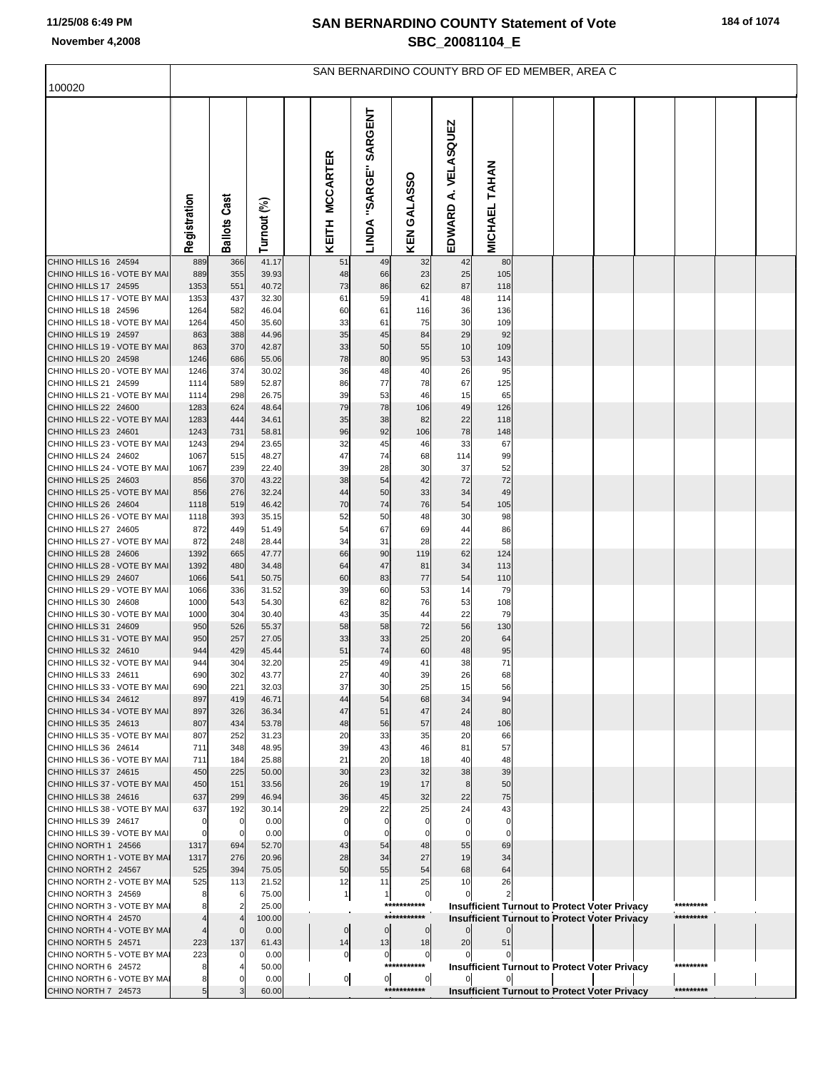# SAN BERNARDINO COUNTY Statement of Vote
## SBC_20081104_E

November 4,2008

SAN BERNARDINO COUNTY BRD OF ED MEMBER, AREA C

100020

| | Registration | Ballots Cast | Turnout (%) | KEITH MCCARTER | LINDA "SARGE" SARGENT | KEN GALASSO | EDWARD A. VELASQUEZ | MICHAEL TAHAN |
|---|---|---|---|---|---|---|---|---|
| CHINO HILLS 16 24594 | 889 | 366 | 41.17 | 51 | 49 | 32 | 42 | 80 |
| CHINO HILLS 16 - VOTE BY MAI | 889 | 355 | 39.93 | 48 | 66 | 23 | 25 | 105 |
| CHINO HILLS 17 24595 | 1353 | 551 | 40.72 | 73 | 86 | 62 | 87 | 118 |
| CHINO HILLS 17 - VOTE BY MAI | 1353 | 437 | 32.30 | 61 | 59 | 41 | 48 | 114 |
| CHINO HILLS 18 24596 | 1264 | 582 | 46.04 | 60 | 61 | 116 | 36 | 136 |
| CHINO HILLS 18 - VOTE BY MAI | 1264 | 450 | 35.60 | 33 | 61 | 75 | 30 | 109 |
| CHINO HILLS 19 24597 | 863 | 388 | 44.96 | 35 | 45 | 84 | 29 | 92 |
| CHINO HILLS 19 - VOTE BY MAI | 863 | 370 | 42.87 | 33 | 50 | 55 | 10 | 109 |
| CHINO HILLS 20 24598 | 1246 | 686 | 55.06 | 78 | 80 | 95 | 53 | 143 |
| CHINO HILLS 20 - VOTE BY MAI | 1246 | 374 | 30.02 | 36 | 48 | 40 | 26 | 95 |
| CHINO HILLS 21 24599 | 1114 | 589 | 52.87 | 86 | 77 | 78 | 67 | 125 |
| CHINO HILLS 21 - VOTE BY MAI | 1114 | 298 | 26.75 | 39 | 53 | 46 | 15 | 65 |
| CHINO HILLS 22 24600 | 1283 | 624 | 48.64 | 79 | 78 | 106 | 49 | 126 |
| CHINO HILLS 22 - VOTE BY MAI | 1283 | 444 | 34.61 | 35 | 38 | 82 | 22 | 118 |
| CHINO HILLS 23 24601 | 1243 | 731 | 58.81 | 96 | 92 | 106 | 78 | 148 |
| CHINO HILLS 23 - VOTE BY MAI | 1243 | 294 | 23.65 | 32 | 45 | 46 | 33 | 67 |
| CHINO HILLS 24 24602 | 1067 | 515 | 48.27 | 47 | 74 | 68 | 114 | 99 |
| CHINO HILLS 24 - VOTE BY MAI | 1067 | 239 | 22.40 | 39 | 28 | 30 | 37 | 52 |
| CHINO HILLS 25 24603 | 856 | 370 | 43.22 | 38 | 54 | 42 | 72 | 72 |
| CHINO HILLS 25 - VOTE BY MAI | 856 | 276 | 32.24 | 44 | 50 | 33 | 34 | 49 |
| CHINO HILLS 26 24604 | 1118 | 519 | 46.42 | 70 | 74 | 76 | 54 | 105 |
| CHINO HILLS 26 - VOTE BY MAI | 1118 | 393 | 35.15 | 52 | 50 | 48 | 30 | 98 |
| CHINO HILLS 27 24605 | 872 | 449 | 51.49 | 54 | 67 | 69 | 44 | 86 |
| CHINO HILLS 27 - VOTE BY MAI | 872 | 248 | 28.44 | 34 | 31 | 28 | 22 | 58 |
| CHINO HILLS 28 24606 | 1392 | 665 | 47.77 | 66 | 90 | 119 | 62 | 124 |
| CHINO HILLS 28 - VOTE BY MAI | 1392 | 480 | 34.48 | 64 | 47 | 81 | 34 | 113 |
| CHINO HILLS 29 24607 | 1066 | 541 | 50.75 | 60 | 83 | 77 | 54 | 110 |
| CHINO HILLS 29 - VOTE BY MAI | 1066 | 336 | 31.52 | 39 | 60 | 53 | 14 | 79 |
| CHINO HILLS 30 24608 | 1000 | 543 | 54.30 | 62 | 82 | 76 | 53 | 108 |
| CHINO HILLS 30 - VOTE BY MAI | 1000 | 304 | 30.40 | 43 | 35 | 44 | 22 | 79 |
| CHINO HILLS 31 24609 | 950 | 526 | 55.37 | 58 | 58 | 72 | 56 | 130 |
| CHINO HILLS 31 - VOTE BY MAI | 950 | 257 | 27.05 | 33 | 33 | 25 | 20 | 64 |
| CHINO HILLS 32 24610 | 944 | 429 | 45.44 | 51 | 74 | 60 | 48 | 95 |
| CHINO HILLS 32 - VOTE BY MAI | 944 | 304 | 32.20 | 25 | 49 | 41 | 38 | 71 |
| CHINO HILLS 33 24611 | 690 | 302 | 43.77 | 27 | 40 | 39 | 26 | 68 |
| CHINO HILLS 33 - VOTE BY MAI | 690 | 221 | 32.03 | 37 | 30 | 25 | 15 | 56 |
| CHINO HILLS 34 24612 | 897 | 419 | 46.71 | 44 | 54 | 68 | 34 | 94 |
| CHINO HILLS 34 - VOTE BY MAI | 897 | 326 | 36.34 | 47 | 51 | 47 | 24 | 80 |
| CHINO HILLS 35 24613 | 807 | 434 | 53.78 | 48 | 56 | 57 | 48 | 106 |
| CHINO HILLS 35 - VOTE BY MAI | 807 | 252 | 31.23 | 20 | 33 | 35 | 20 | 66 |
| CHINO HILLS 36 24614 | 711 | 348 | 48.95 | 39 | 43 | 46 | 81 | 57 |
| CHINO HILLS 36 - VOTE BY MAI | 711 | 184 | 25.88 | 21 | 20 | 18 | 40 | 48 |
| CHINO HILLS 37 24615 | 450 | 225 | 50.00 | 30 | 23 | 32 | 38 | 39 |
| CHINO HILLS 37 - VOTE BY MAI | 450 | 151 | 33.56 | 26 | 19 | 17 | 8 | 50 |
| CHINO HILLS 38 24616 | 637 | 299 | 46.94 | 36 | 45 | 32 | 22 | 75 |
| CHINO HILLS 38 - VOTE BY MAI | 637 | 192 | 30.14 | 29 | 22 | 25 | 24 | 43 |
| CHINO HILLS 39 24617 | 0 | 0 | 0.00 | 0 | 0 | 0 | 0 | 0 |
| CHINO HILLS 39 - VOTE BY MAI | 0 | 0 | 0.00 | 0 | 0 | 0 | 0 | 0 |
| CHINO NORTH 1 24566 | 1317 | 694 | 52.70 | 43 | 54 | 48 | 55 | 69 |
| CHINO NORTH 1 - VOTE BY MAI | 1317 | 276 | 20.96 | 28 | 34 | 27 | 19 | 34 |
| CHINO NORTH 2 24567 | 525 | 394 | 75.05 | 50 | 55 | 54 | 68 | 64 |
| CHINO NORTH 2 - VOTE BY MAI | 525 | 113 | 21.52 | 12 | 11 | 25 | 10 | 26 |
| CHINO NORTH 3 24569 | 8 | 6 | 75.00 | 1 | 1 | 0 | 0 | 2 |
| CHINO NORTH 3 - VOTE BY MAI | 8 | 2 | 25.00 | *********** Insufficient Turnout to Protect Voter Privacy ********* | | | | |
| CHINO NORTH 4 24570 | 4 | 4 | 100.00 | *********** Insufficient Turnout to Protect Voter Privacy ********* | | | | |
| CHINO NORTH 4 - VOTE BY MAI | 4 | 0 | 0.00 | 0 | 0 | 0 | 0 | 0 |
| CHINO NORTH 5 24571 | 223 | 137 | 61.43 | 14 | 13 | 18 | 20 | 51 |
| CHINO NORTH 5 - VOTE BY MAI | 223 | 0 | 0.00 | 0 | 0 | 0 | 0 | 0 |
| CHINO NORTH 6 24572 | 8 | 4 | 50.00 | *********** Insufficient Turnout to Protect Voter Privacy ********* | | | | |
| CHINO NORTH 6 - VOTE BY MAI | 8 | 0 | 0.00 | 0 | 0 | 0 | 0 | 0 |
| CHINO NORTH 7 24573 | 5 | 3 | 60.00 | *********** Insufficient Turnout to Protect Voter Privacy ********* | | | | |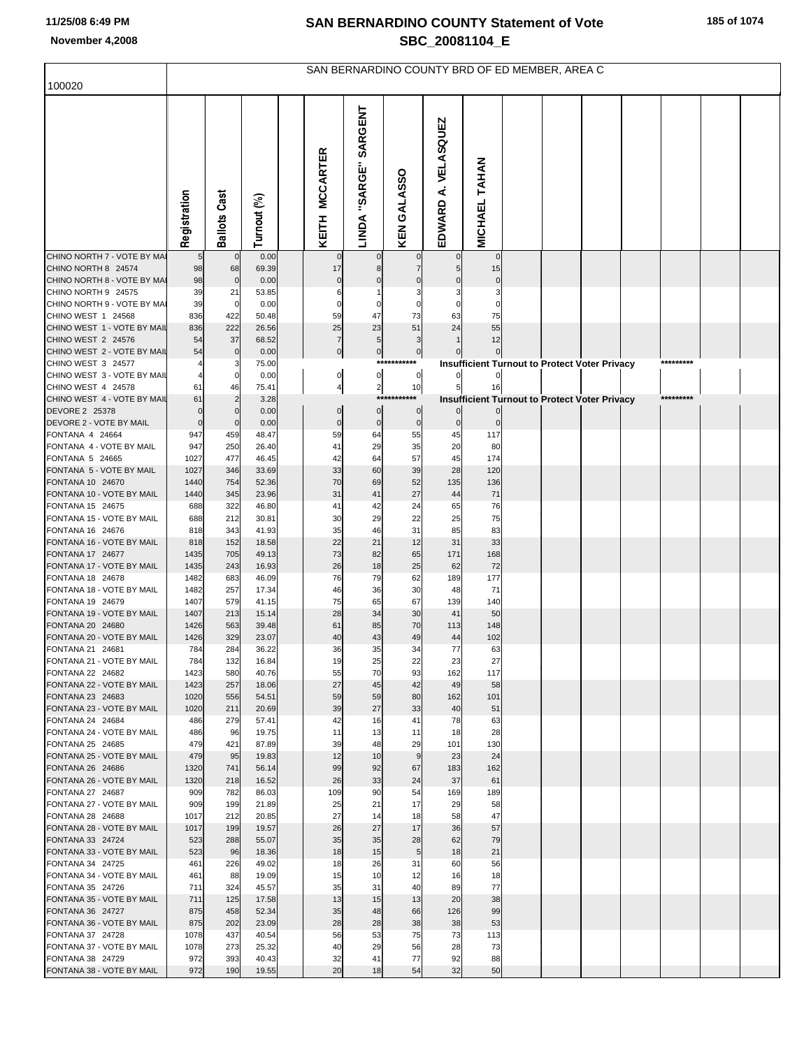# SAN BERNARDINO COUNTY Statement of Vote

## SBC_20081104_E

November 4,2008

### SAN BERNARDINO COUNTY BRD OF ED MEMBER, AREA C

100020

| | Registration | Ballots Cast | Turnout (%) | | KEITH MCCARTER | LINDA "SARGE" SARGENT | KEN GALASSO | EDWARD A. VELASQUEZ | MICHAEL TAHAN |
|---|---|---|---|---|---|---|---|---|---|
| CHINO NORTH 7 - VOTE BY MAI | 5 | 0 | 0.00 | | 0 | 0 | 0 | 0 | 0 |
| CHINO NORTH 8 24574 | 98 | 68 | 69.39 | | 17 | 8 | 7 | 5 | 15 |
| CHINO NORTH 8 - VOTE BY MAI | 98 | 0 | 0.00 | | 0 | 0 | 0 | 0 | 0 |
| CHINO NORTH 9 24575 | 39 | 21 | 53.85 | | 6 | 1 | 3 | 3 | 3 |
| CHINO NORTH 9 - VOTE BY MAI | 39 | 0 | 0.00 | | 0 | 0 | 0 | 0 | 0 |
| CHINO WEST 1 24568 | 836 | 422 | 50.48 | | 59 | 47 | 73 | 63 | 75 |
| CHINO WEST 1 - VOTE BY MAIL | 836 | 222 | 26.56 | | 25 | 23 | 51 | 24 | 55 |
| CHINO WEST 2 24576 | 54 | 37 | 68.52 | | 7 | 5 | 3 | 1 | 12 |
| CHINO WEST 2 - VOTE BY MAIL | 54 | 0 | 0.00 | | 0 | 0 | 0 | 0 | 0 |
| CHINO WEST 3 24577 | 4 | 3 | 75.00 | | *********** Insufficient Turnout to Protect Voter Privacy ********* | | | | |
| CHINO WEST 3 - VOTE BY MAIL | 4 | 0 | 0.00 | | 0 | 0 | 0 | 0 | 0 |
| CHINO WEST 4 24578 | 61 | 46 | 75.41 | | 4 | 2 | 10 | 5 | 16 |
| CHINO WEST 4 - VOTE BY MAIL | 61 | 2 | 3.28 | | *********** Insufficient Turnout to Protect Voter Privacy ********* | | | | |
| DEVORE 2 25378 | 0 | 0 | 0.00 | | 0 | 0 | 0 | 0 | 0 |
| DEVORE 2 - VOTE BY MAIL | 0 | 0 | 0.00 | | 0 | 0 | 0 | 0 | 0 |
| FONTANA 4 24664 | 947 | 459 | 48.47 | | 59 | 64 | 55 | 45 | 117 |
| FONTANA 4 - VOTE BY MAIL | 947 | 250 | 26.40 | | 41 | 29 | 35 | 20 | 80 |
| FONTANA 5 24665 | 1027 | 477 | 46.45 | | 42 | 64 | 57 | 45 | 174 |
| FONTANA 5 - VOTE BY MAIL | 1027 | 346 | 33.69 | | 33 | 60 | 39 | 28 | 120 |
| FONTANA 10 24670 | 1440 | 754 | 52.36 | | 70 | 69 | 52 | 135 | 136 |
| FONTANA 10 - VOTE BY MAIL | 1440 | 345 | 23.96 | | 31 | 41 | 27 | 44 | 71 |
| FONTANA 15 24675 | 688 | 322 | 46.80 | | 41 | 42 | 24 | 65 | 76 |
| FONTANA 15 - VOTE BY MAIL | 688 | 212 | 30.81 | | 30 | 29 | 22 | 25 | 75 |
| FONTANA 16 24676 | 818 | 343 | 41.93 | | 35 | 46 | 31 | 85 | 83 |
| FONTANA 16 - VOTE BY MAIL | 818 | 152 | 18.58 | | 22 | 21 | 12 | 31 | 33 |
| FONTANA 17 24677 | 1435 | 705 | 49.13 | | 73 | 82 | 65 | 171 | 168 |
| FONTANA 17 - VOTE BY MAIL | 1435 | 243 | 16.93 | | 26 | 18 | 25 | 62 | 72 |
| FONTANA 18 24678 | 1482 | 683 | 46.09 | | 76 | 79 | 62 | 189 | 177 |
| FONTANA 18 - VOTE BY MAIL | 1482 | 257 | 17.34 | | 46 | 36 | 30 | 48 | 71 |
| FONTANA 19 24679 | 1407 | 579 | 41.15 | | 75 | 65 | 67 | 139 | 140 |
| FONTANA 19 - VOTE BY MAIL | 1407 | 213 | 15.14 | | 28 | 34 | 30 | 41 | 50 |
| FONTANA 20 24680 | 1426 | 563 | 39.48 | | 61 | 85 | 70 | 113 | 148 |
| FONTANA 20 - VOTE BY MAIL | 1426 | 329 | 23.07 | | 40 | 43 | 49 | 44 | 102 |
| FONTANA 21 24681 | 784 | 284 | 36.22 | | 36 | 35 | 34 | 77 | 63 |
| FONTANA 21 - VOTE BY MAIL | 784 | 132 | 16.84 | | 19 | 25 | 22 | 23 | 27 |
| FONTANA 22 24682 | 1423 | 580 | 40.76 | | 55 | 70 | 93 | 162 | 117 |
| FONTANA 22 - VOTE BY MAIL | 1423 | 257 | 18.06 | | 27 | 45 | 42 | 49 | 58 |
| FONTANA 23 24683 | 1020 | 556 | 54.51 | | 59 | 59 | 80 | 162 | 101 |
| FONTANA 23 - VOTE BY MAIL | 1020 | 211 | 20.69 | | 39 | 27 | 33 | 40 | 51 |
| FONTANA 24 24684 | 486 | 279 | 57.41 | | 42 | 16 | 41 | 78 | 63 |
| FONTANA 24 - VOTE BY MAIL | 486 | 96 | 19.75 | | 11 | 13 | 11 | 18 | 28 |
| FONTANA 25 24685 | 479 | 421 | 87.89 | | 39 | 48 | 29 | 101 | 130 |
| FONTANA 25 - VOTE BY MAIL | 479 | 95 | 19.83 | | 12 | 10 | 9 | 23 | 24 |
| FONTANA 26 24686 | 1320 | 741 | 56.14 | | 99 | 92 | 67 | 183 | 162 |
| FONTANA 26 - VOTE BY MAIL | 1320 | 218 | 16.52 | | 26 | 33 | 24 | 37 | 61 |
| FONTANA 27 24687 | 909 | 782 | 86.03 | | 109 | 90 | 54 | 169 | 189 |
| FONTANA 27 - VOTE BY MAIL | 909 | 199 | 21.89 | | 25 | 21 | 17 | 29 | 58 |
| FONTANA 28 24688 | 1017 | 212 | 20.85 | | 27 | 14 | 18 | 58 | 47 |
| FONTANA 28 - VOTE BY MAIL | 1017 | 199 | 19.57 | | 26 | 27 | 17 | 36 | 57 |
| FONTANA 33 24724 | 523 | 288 | 55.07 | | 35 | 35 | 28 | 62 | 79 |
| FONTANA 33 - VOTE BY MAIL | 523 | 96 | 18.36 | | 18 | 15 | 5 | 18 | 21 |
| FONTANA 34 24725 | 461 | 226 | 49.02 | | 18 | 26 | 31 | 60 | 56 |
| FONTANA 34 - VOTE BY MAIL | 461 | 88 | 19.09 | | 15 | 10 | 12 | 16 | 18 |
| FONTANA 35 24726 | 711 | 324 | 45.57 | | 35 | 31 | 40 | 89 | 77 |
| FONTANA 35 - VOTE BY MAIL | 711 | 125 | 17.58 | | 13 | 15 | 13 | 20 | 38 |
| FONTANA 36 24727 | 875 | 458 | 52.34 | | 35 | 48 | 66 | 126 | 99 |
| FONTANA 36 - VOTE BY MAIL | 875 | 202 | 23.09 | | 28 | 28 | 38 | 38 | 53 |
| FONTANA 37 24728 | 1078 | 437 | 40.54 | | 56 | 53 | 75 | 73 | 113 |
| FONTANA 37 - VOTE BY MAIL | 1078 | 273 | 25.32 | | 40 | 29 | 56 | 28 | 73 |
| FONTANA 38 24729 | 972 | 393 | 40.43 | | 32 | 41 | 77 | 92 | 88 |
| FONTANA 38 - VOTE BY MAIL | 972 | 190 | 19.55 | | 20 | 18 | 54 | 32 | 50 |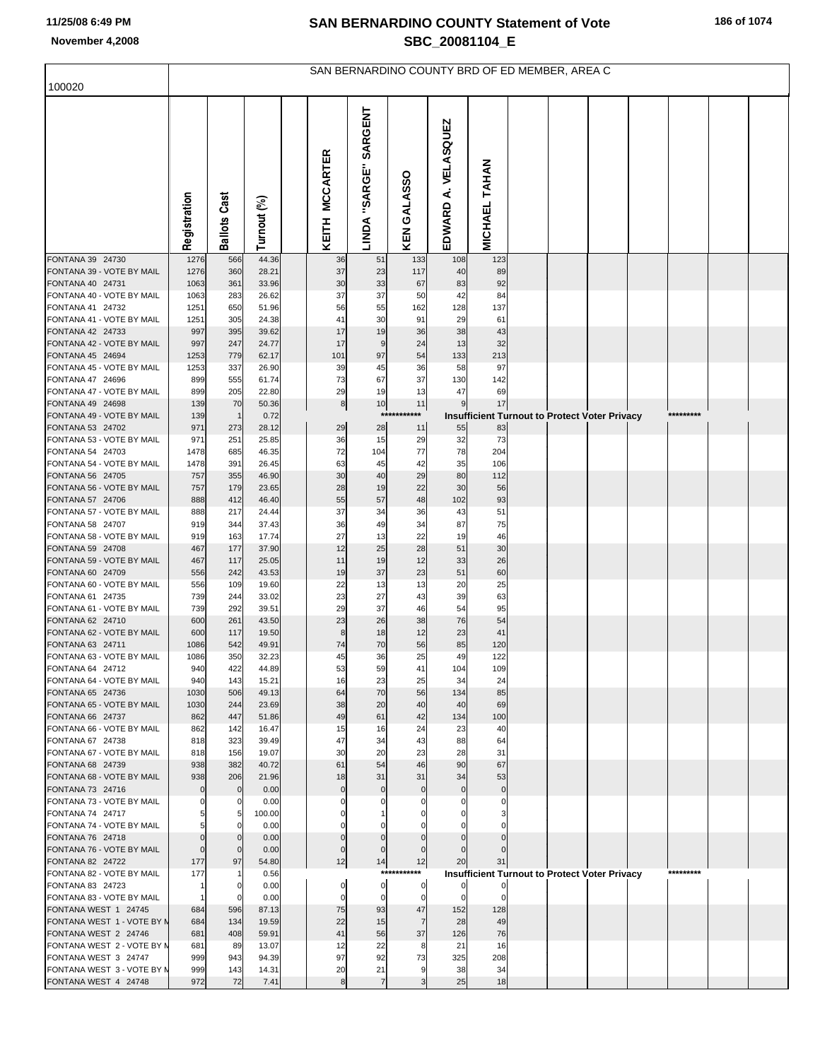# SAN BERNARDINO COUNTY Statement of Vote

## SBC_20081104_E

11/25/08 6:49 PM

November 4,2008

SAN BERNARDINO COUNTY BRD OF ED MEMBER, AREA C

100020

| | Registration | Ballots Cast | Turnout (%) | | KEITH MCCARTER | LINDA "SARGE" SARGENT | KEN GALASSO | EDWARD A. VELASQUEZ | MICHAEL TAHAN |
|---|---|---|---|---|---|---|---|---|---|
| FONTANA 39 24730 | 1276 | 566 | 44.36 | | 36 | 51 | 133 | 108 | 123 |
| FONTANA 39 - VOTE BY MAIL | 1276 | 360 | 28.21 | | 37 | 23 | 117 | 40 | 89 |
| FONTANA 40 24731 | 1063 | 361 | 33.96 | | 30 | 33 | 67 | 83 | 92 |
| FONTANA 40 - VOTE BY MAIL | 1063 | 283 | 26.62 | | 37 | 37 | 50 | 42 | 84 |
| FONTANA 41 24732 | 1251 | 650 | 51.96 | | 56 | 55 | 162 | 128 | 137 |
| FONTANA 41 - VOTE BY MAIL | 1251 | 305 | 24.38 | | 41 | 30 | 91 | 29 | 61 |
| FONTANA 42 24733 | 997 | 395 | 39.62 | | 17 | 19 | 36 | 38 | 43 |
| FONTANA 42 - VOTE BY MAIL | 997 | 247 | 24.77 | | 17 | 9 | 24 | 13 | 32 |
| FONTANA 45 24694 | 1253 | 779 | 62.17 | | 101 | 97 | 54 | 133 | 213 |
| FONTANA 45 - VOTE BY MAIL | 1253 | 337 | 26.90 | | 39 | 45 | 36 | 58 | 97 |
| FONTANA 47 24696 | 899 | 555 | 61.74 | | 73 | 67 | 37 | 130 | 142 |
| FONTANA 47 - VOTE BY MAIL | 899 | 205 | 22.80 | | 29 | 19 | 13 | 47 | 69 |
| FONTANA 49 24698 | 139 | 70 | 50.36 | | 8 | 10 | 11 | 9 | 17 |
| FONTANA 49 - VOTE BY MAIL | 139 | 1 | 0.72 | | | *********** Insufficient Turnout to Protect Voter Privacy ********* | | | |
| FONTANA 53 24702 | 971 | 273 | 28.12 | | 29 | 28 | 11 | 55 | 83 |
| FONTANA 53 - VOTE BY MAIL | 971 | 251 | 25.85 | | 36 | 15 | 29 | 32 | 73 |
| FONTANA 54 24703 | 1478 | 685 | 46.35 | | 72 | 104 | 77 | 78 | 204 |
| FONTANA 54 - VOTE BY MAIL | 1478 | 391 | 26.45 | | 63 | 45 | 42 | 35 | 106 |
| FONTANA 56 24705 | 757 | 355 | 46.90 | | 30 | 40 | 29 | 80 | 112 |
| FONTANA 56 - VOTE BY MAIL | 757 | 179 | 23.65 | | 28 | 19 | 22 | 30 | 56 |
| FONTANA 57 24706 | 888 | 412 | 46.40 | | 55 | 57 | 48 | 102 | 93 |
| FONTANA 57 - VOTE BY MAIL | 888 | 217 | 24.44 | | 37 | 34 | 36 | 43 | 51 |
| FONTANA 58 24707 | 919 | 344 | 37.43 | | 36 | 49 | 34 | 87 | 75 |
| FONTANA 58 - VOTE BY MAIL | 919 | 163 | 17.74 | | 27 | 13 | 22 | 19 | 46 |
| FONTANA 59 24708 | 467 | 177 | 37.90 | | 12 | 25 | 28 | 51 | 30 |
| FONTANA 59 - VOTE BY MAIL | 467 | 117 | 25.05 | | 11 | 19 | 12 | 33 | 26 |
| FONTANA 60 24709 | 556 | 242 | 43.53 | | 19 | 37 | 23 | 51 | 60 |
| FONTANA 60 - VOTE BY MAIL | 556 | 109 | 19.60 | | 22 | 13 | 13 | 20 | 25 |
| FONTANA 61 24735 | 739 | 244 | 33.02 | | 23 | 27 | 43 | 39 | 63 |
| FONTANA 61 - VOTE BY MAIL | 739 | 292 | 39.51 | | 29 | 37 | 46 | 54 | 95 |
| FONTANA 62 24710 | 600 | 261 | 43.50 | | 23 | 26 | 38 | 76 | 54 |
| FONTANA 62 - VOTE BY MAIL | 600 | 117 | 19.50 | | 8 | 18 | 12 | 23 | 41 |
| FONTANA 63 24711 | 1086 | 542 | 49.91 | | 74 | 70 | 56 | 85 | 120 |
| FONTANA 63 - VOTE BY MAIL | 1086 | 350 | 32.23 | | 45 | 36 | 25 | 49 | 122 |
| FONTANA 64 24712 | 940 | 422 | 44.89 | | 53 | 59 | 41 | 104 | 109 |
| FONTANA 64 - VOTE BY MAIL | 940 | 143 | 15.21 | | 16 | 23 | 25 | 34 | 24 |
| FONTANA 65 24736 | 1030 | 506 | 49.13 | | 64 | 70 | 56 | 134 | 85 |
| FONTANA 65 - VOTE BY MAIL | 1030 | 244 | 23.69 | | 38 | 20 | 40 | 40 | 69 |
| FONTANA 66 24737 | 862 | 447 | 51.86 | | 49 | 61 | 42 | 134 | 100 |
| FONTANA 66 - VOTE BY MAIL | 862 | 142 | 16.47 | | 15 | 16 | 24 | 23 | 40 |
| FONTANA 67 24738 | 818 | 323 | 39.49 | | 47 | 34 | 43 | 88 | 64 |
| FONTANA 67 - VOTE BY MAIL | 818 | 156 | 19.07 | | 30 | 20 | 23 | 28 | 31 |
| FONTANA 68 24739 | 938 | 382 | 40.72 | | 61 | 54 | 46 | 90 | 67 |
| FONTANA 68 - VOTE BY MAIL | 938 | 206 | 21.96 | | 18 | 31 | 31 | 34 | 53 |
| FONTANA 73 24716 | 0 | 0 | 0.00 | | 0 | 0 | 0 | 0 | 0 |
| FONTANA 73 - VOTE BY MAIL | 0 | 0 | 0.00 | | 0 | 0 | 0 | 0 | 0 |
| FONTANA 74 24717 | 5 | 5 | 100.00 | | 0 | 1 | 0 | 0 | 3 |
| FONTANA 74 - VOTE BY MAIL | 5 | 0 | 0.00 | | 0 | 0 | 0 | 0 | 0 |
| FONTANA 76 24718 | 0 | 0 | 0.00 | | 0 | 0 | 0 | 0 | 0 |
| FONTANA 76 - VOTE BY MAIL | 0 | 0 | 0.00 | | 0 | 0 | 0 | 0 | 0 |
| FONTANA 82 24722 | 177 | 97 | 54.80 | | 12 | 14 | 12 | 20 | 31 |
| FONTANA 82 - VOTE BY MAIL | 177 | 1 | 0.56 | | | *********** Insufficient Turnout to Protect Voter Privacy ********* | | | |
| FONTANA 83 24723 | 1 | 0 | 0.00 | | 0 | 0 | 0 | 0 | 0 |
| FONTANA 83 - VOTE BY MAIL | 1 | 0 | 0.00 | | 0 | 0 | 0 | 0 | 0 |
| FONTANA WEST 1 24745 | 684 | 596 | 87.13 | | 75 | 93 | 47 | 152 | 128 |
| FONTANA WEST 1 - VOTE BY M | 684 | 134 | 19.59 | | 22 | 15 | 7 | 28 | 49 |
| FONTANA WEST 2 24746 | 681 | 408 | 59.91 | | 41 | 56 | 37 | 126 | 76 |
| FONTANA WEST 2 - VOTE BY M | 681 | 89 | 13.07 | | 12 | 22 | 8 | 21 | 16 |
| FONTANA WEST 3 24747 | 999 | 943 | 94.39 | | 97 | 92 | 73 | 325 | 208 |
| FONTANA WEST 3 - VOTE BY M | 999 | 143 | 14.31 | | 20 | 21 | 9 | 38 | 34 |
| FONTANA WEST 4 24748 | 972 | 72 | 7.41 | | 8 | 7 | 3 | 25 | 18 |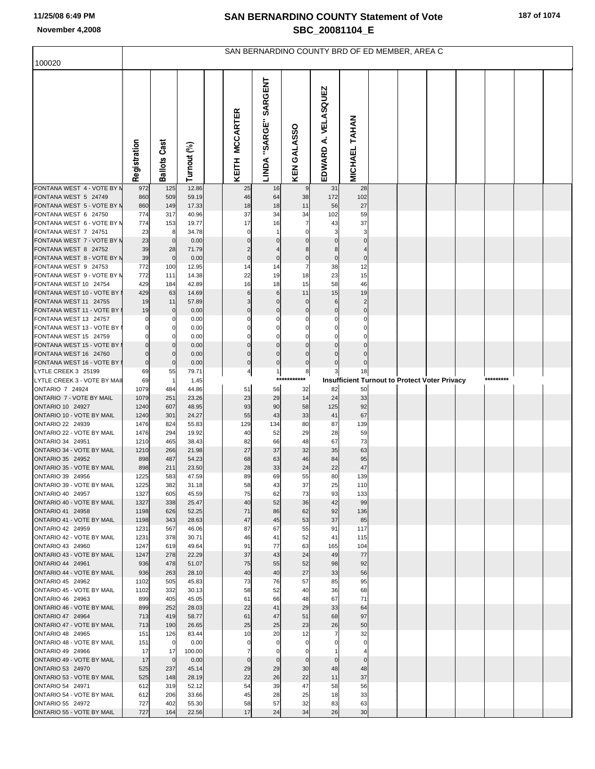# SAN BERNARDINO COUNTY Statement of Vote

## SBC_20081104_E

11/25/08 6:49 PM

November 4,2008

### SAN BERNARDINO COUNTY BRD OF ED MEMBER, AREA C

100020

| | Registration | Ballots Cast | Turnout (%) | | KEITH MCCARTER | LINDA "SARGE" SARGENT | KEN GALASSO | EDWARD A. VELASQUEZ | MICHAEL TAHAN |
|---|---|---|---|---|---|---|---|---|---|
| FONTANA WEST 4 - VOTE BY M | 972 | 125 | 12.86 | | 25 | 16 | 9 | 31 | 28 |
| FONTANA WEST 5 24749 | 860 | 509 | 59.19 | | 46 | 64 | 38 | 172 | 102 |
| FONTANA WEST 5 - VOTE BY M | 860 | 149 | 17.33 | | 18 | 18 | 11 | 56 | 27 |
| FONTANA WEST 6 24750 | 774 | 317 | 40.96 | | 37 | 34 | 34 | 102 | 59 |
| FONTANA WEST 6 - VOTE BY M | 774 | 153 | 19.77 | | 17 | 16 | 7 | 43 | 37 |
| FONTANA WEST 7 24751 | 23 | 8 | 34.78 | | 0 | 1 | 0 | 3 | 3 |
| FONTANA WEST 7 - VOTE BY M | 23 | 0 | 0.00 | | 0 | 0 | 0 | 0 | 0 |
| FONTANA WEST 8 24752 | 39 | 28 | 71.79 | | 2 | 4 | 8 | 8 | 4 |
| FONTANA WEST 8 - VOTE BY M | 39 | 0 | 0.00 | | 0 | 0 | 0 | 0 | 0 |
| FONTANA WEST 9 24753 | 772 | 100 | 12.95 | | 14 | 14 | 7 | 38 | 12 |
| FONTANA WEST 9 - VOTE BY M | 772 | 111 | 14.38 | | 22 | 19 | 18 | 23 | 15 |
| FONTANA WEST 10 24754 | 429 | 184 | 42.89 | | 16 | 18 | 15 | 58 | 46 |
| FONTANA WEST 10 - VOTE BY M | 429 | 63 | 14.69 | | 6 | 6 | 11 | 15 | 19 |
| FONTANA WEST 11 24755 | 19 | 11 | 57.89 | | 3 | 0 | 0 | 6 | 2 |
| FONTANA WEST 11 - VOTE BY M | 19 | 0 | 0.00 | | 0 | 0 | 0 | 0 | 0 |
| FONTANA WEST 13 24757 | 0 | 0 | 0.00 | | 0 | 0 | 0 | 0 | 0 |
| FONTANA WEST 13 - VOTE BY M | 0 | 0 | 0.00 | | 0 | 0 | 0 | 0 | 0 |
| FONTANA WEST 15 24759 | 0 | 0 | 0.00 | | 0 | 0 | 0 | 0 | 0 |
| FONTANA WEST 15 - VOTE BY M | 0 | 0 | 0.00 | | 0 | 0 | 0 | 0 | 0 |
| FONTANA WEST 16 24760 | 0 | 0 | 0.00 | | 0 | 0 | 0 | 0 | 0 |
| FONTANA WEST 16 - VOTE BY M | 0 | 0 | 0.00 | | 0 | 0 | 0 | 0 | 0 |
| LYTLE CREEK 3 25199 | 69 | 55 | 79.71 | | 4 | 1 | 8 | 3 | 18 |
| LYTLE CREEK 3 - VOTE BY MAIL | 69 | 1 | 1.45 | | *********** Insufficient Turnout to Protect Voter Privacy ********* | | | | |
| ONTARIO 7 24924 | 1079 | 484 | 44.86 | | 51 | 56 | 32 | 82 | 50 |
| ONTARIO 7 - VOTE BY MAIL | 1079 | 251 | 23.26 | | 23 | 29 | 14 | 24 | 33 |
| ONTARIO 10 24927 | 1240 | 607 | 48.95 | | 93 | 90 | 58 | 125 | 92 |
| ONTARIO 10 - VOTE BY MAIL | 1240 | 301 | 24.27 | | 55 | 43 | 33 | 41 | 67 |
| ONTARIO 22 24939 | 1476 | 824 | 55.83 | | 129 | 134 | 80 | 87 | 139 |
| ONTARIO 22 - VOTE BY MAIL | 1476 | 294 | 19.92 | | 40 | 52 | 29 | 28 | 59 |
| ONTARIO 34 24951 | 1210 | 465 | 38.43 | | 82 | 66 | 48 | 67 | 73 |
| ONTARIO 34 - VOTE BY MAIL | 1210 | 266 | 21.98 | | 27 | 37 | 32 | 35 | 63 |
| ONTARIO 35 24952 | 898 | 487 | 54.23 | | 68 | 63 | 46 | 84 | 95 |
| ONTARIO 35 - VOTE BY MAIL | 898 | 211 | 23.50 | | 28 | 33 | 24 | 22 | 47 |
| ONTARIO 39 24956 | 1225 | 583 | 47.59 | | 89 | 69 | 55 | 80 | 139 |
| ONTARIO 39 - VOTE BY MAIL | 1225 | 382 | 31.18 | | 58 | 43 | 37 | 25 | 110 |
| ONTARIO 40 24957 | 1327 | 605 | 45.59 | | 75 | 62 | 73 | 93 | 133 |
| ONTARIO 40 - VOTE BY MAIL | 1327 | 338 | 25.47 | | 40 | 52 | 36 | 42 | 99 |
| ONTARIO 41 24958 | 1198 | 626 | 52.25 | | 71 | 86 | 62 | 92 | 136 |
| ONTARIO 41 - VOTE BY MAIL | 1198 | 343 | 28.63 | | 47 | 45 | 53 | 37 | 85 |
| ONTARIO 42 24959 | 1231 | 567 | 46.06 | | 87 | 67 | 55 | 91 | 117 |
| ONTARIO 42 - VOTE BY MAIL | 1231 | 378 | 30.71 | | 46 | 41 | 52 | 41 | 115 |
| ONTARIO 43 24960 | 1247 | 619 | 49.64 | | 91 | 77 | 63 | 165 | 104 |
| ONTARIO 43 - VOTE BY MAIL | 1247 | 278 | 22.29 | | 37 | 43 | 24 | 49 | 77 |
| ONTARIO 44 24961 | 936 | 478 | 51.07 | | 75 | 55 | 52 | 98 | 92 |
| ONTARIO 44 - VOTE BY MAIL | 936 | 263 | 28.10 | | 40 | 40 | 27 | 33 | 56 |
| ONTARIO 45 24962 | 1102 | 505 | 45.83 | | 73 | 76 | 57 | 85 | 95 |
| ONTARIO 45 - VOTE BY MAIL | 1102 | 332 | 30.13 | | 58 | 52 | 40 | 36 | 68 |
| ONTARIO 46 24963 | 899 | 405 | 45.05 | | 61 | 66 | 48 | 67 | 71 |
| ONTARIO 46 - VOTE BY MAIL | 899 | 252 | 28.03 | | 22 | 41 | 29 | 33 | 64 |
| ONTARIO 47 24964 | 713 | 419 | 58.77 | | 61 | 47 | 51 | 68 | 97 |
| ONTARIO 47 - VOTE BY MAIL | 713 | 190 | 26.65 | | 25 | 25 | 23 | 26 | 50 |
| ONTARIO 48 24965 | 151 | 126 | 83.44 | | 10 | 20 | 12 | 7 | 32 |
| ONTARIO 48 - VOTE BY MAIL | 151 | 0 | 0.00 | | 0 | 0 | 0 | 0 | 0 |
| ONTARIO 49 24966 | 17 | 17 | 100.00 | | 7 | 0 | 0 | 1 | 4 |
| ONTARIO 49 - VOTE BY MAIL | 17 | 0 | 0.00 | | 0 | 0 | 0 | 0 | 0 |
| ONTARIO 53 24970 | 525 | 237 | 45.14 | | 29 | 29 | 30 | 48 | 48 |
| ONTARIO 53 - VOTE BY MAIL | 525 | 148 | 28.19 | | 22 | 26 | 22 | 11 | 37 |
| ONTARIO 54 24971 | 612 | 319 | 52.12 | | 54 | 39 | 47 | 58 | 56 |
| ONTARIO 54 - VOTE BY MAIL | 612 | 206 | 33.66 | | 45 | 28 | 25 | 18 | 33 |
| ONTARIO 55 24972 | 727 | 402 | 55.30 | | 58 | 57 | 32 | 83 | 63 |
| ONTARIO 55 - VOTE BY MAIL | 727 | 164 | 22.56 | | 17 | 24 | 34 | 26 | 30 |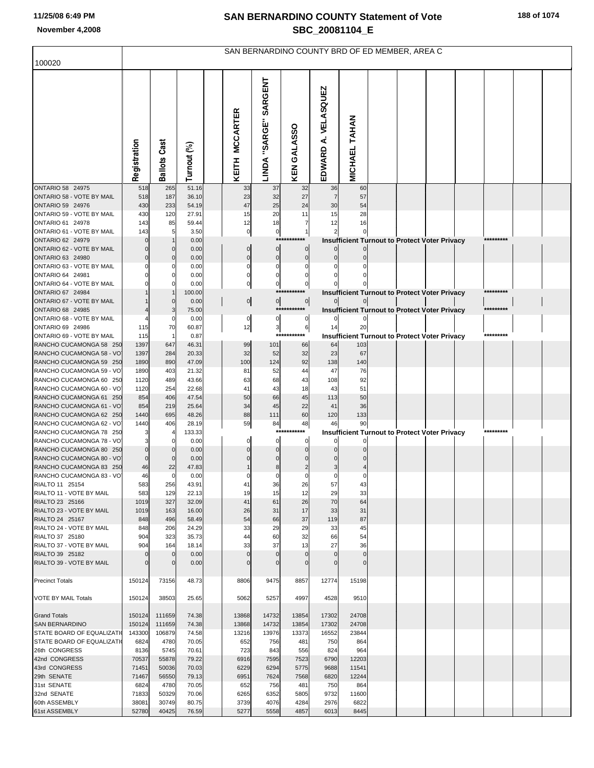# SAN BERNARDINO COUNTY Statement of Vote

## SBC_20081104_E

11/25/08 6:49 PM
November 4,2008

SAN BERNARDINO COUNTY BRD OF ED MEMBER, AREA C

100020

| | Registration | Ballots Cast | Turnout (%) | KEITH MCCARTER | LINDA "SARGE" SARGENT | KEN GALASSO | EDWARD A. VELASQUEZ | MICHAEL TAHAN |
|---|---|---|---|---|---|---|---|---|
| ONTARIO 58 24975 | 518 | 265 | 51.16 | 33 | 37 | 32 | 36 | 60 |
| ONTARIO 58 - VOTE BY MAIL | 518 | 187 | 36.10 | 23 | 32 | 27 | 7 | 57 |
| ONTARIO 59 24976 | 430 | 233 | 54.19 | 47 | 25 | 24 | 30 | 54 |
| ONTARIO 59 - VOTE BY MAIL | 430 | 120 | 27.91 | 15 | 20 | 11 | 15 | 28 |
| ONTARIO 61 24978 | 143 | 85 | 59.44 | 12 | 18 | 7 | 12 | 16 |
| ONTARIO 61 - VOTE BY MAIL | 143 | 5 | 3.50 | 0 | 0 | 1 | 2 | 0 |
| ONTARIO 62 24979 | 0 | 1 | 0.00 | | | *********** Insufficient Turnout to Protect Voter Privacy ********* | | |
| ONTARIO 62 - VOTE BY MAIL | 0 | 0 | 0.00 | 0 | 0 | 0 | 0 | 0 |
| ONTARIO 63 24980 | 0 | 0 | 0.00 | 0 | 0 | 0 | 0 | 0 |
| ONTARIO 63 - VOTE BY MAIL | 0 | 0 | 0.00 | 0 | 0 | 0 | 0 | 0 |
| ONTARIO 64 24981 | 0 | 0 | 0.00 | 0 | 0 | 0 | 0 | 0 |
| ONTARIO 64 - VOTE BY MAIL | 0 | 0 | 0.00 | 0 | 0 | 0 | 0 | 0 |
| ONTARIO 67 24984 | 1 | 1 | 100.00 | | | *********** Insufficient Turnout to Protect Voter Privacy ********* | | |
| ONTARIO 67 - VOTE BY MAIL | 1 | 0 | 0.00 | 0 | 0 | 0 | 0 | 0 |
| ONTARIO 68 24985 | 4 | 3 | 75.00 | | | *********** Insufficient Turnout to Protect Voter Privacy ********* | | |
| ONTARIO 68 - VOTE BY MAIL | 4 | 0 | 0.00 | 0 | 0 | 0 | 0 | 0 |
| ONTARIO 69 24986 | 115 | 70 | 60.87 | 12 | 3 | 6 | 14 | 20 |
| ONTARIO 69 - VOTE BY MAIL | 115 | 1 | 0.87 | | | *********** Insufficient Turnout to Protect Voter Privacy ********* | | |
| RANCHO CUCAMONGA 58 250 | 1397 | 647 | 46.31 | 99 | 101 | 66 | 64 | 103 |
| RANCHO CUCAMONGA 58 - VO | 1397 | 284 | 20.33 | 32 | 52 | 32 | 23 | 67 |
| RANCHO CUCAMONGA 59 250 | 1890 | 890 | 47.09 | 100 | 124 | 92 | 138 | 140 |
| RANCHO CUCAMONGA 59 - VO | 1890 | 403 | 21.32 | 81 | 52 | 44 | 47 | 76 |
| RANCHO CUCAMONGA 60 250 | 1120 | 489 | 43.66 | 63 | 68 | 43 | 108 | 92 |
| RANCHO CUCAMONGA 60 - VO | 1120 | 254 | 22.68 | 41 | 43 | 18 | 43 | 51 |
| RANCHO CUCAMONGA 61 250 | 854 | 406 | 47.54 | 50 | 66 | 45 | 113 | 50 |
| RANCHO CUCAMONGA 61 - VO | 854 | 219 | 25.64 | 34 | 45 | 22 | 41 | 36 |
| RANCHO CUCAMONGA 62 250 | 1440 | 695 | 48.26 | 88 | 111 | 60 | 120 | 133 |
| RANCHO CUCAMONGA 62 - VO | 1440 | 406 | 28.19 | 59 | 84 | 48 | 46 | 90 |
| RANCHO CUCAMONGA 78 250 | 3 | 4 | 133.33 | | | *********** Insufficient Turnout to Protect Voter Privacy ********* | | |
| RANCHO CUCAMONGA 78 - VO | 3 | 0 | 0.00 | 0 | 0 | 0 | 0 | 0 |
| RANCHO CUCAMONGA 80 250 | 0 | 0 | 0.00 | 0 | 0 | 0 | 0 | 0 |
| RANCHO CUCAMONGA 80 - VO | 0 | 0 | 0.00 | 0 | 0 | 0 | 0 | 0 |
| RANCHO CUCAMONGA 83 250 | 46 | 22 | 47.83 | 1 | 8 | 2 | 3 | 4 |
| RANCHO CUCAMONGA 83 - VO | 46 | 0 | 0.00 | 0 | 0 | 0 | 0 | 0 |
| RIALTO 11 25154 | 583 | 256 | 43.91 | 41 | 36 | 26 | 57 | 43 |
| RIALTO 11 - VOTE BY MAIL | 583 | 129 | 22.13 | 19 | 15 | 12 | 29 | 33 |
| RIALTO 23 25166 | 1019 | 327 | 32.09 | 41 | 61 | 26 | 70 | 64 |
| RIALTO 23 - VOTE BY MAIL | 1019 | 163 | 16.00 | 26 | 31 | 17 | 33 | 31 |
| RIALTO 24 25167 | 848 | 496 | 58.49 | 54 | 66 | 37 | 119 | 87 |
| RIALTO 24 - VOTE BY MAIL | 848 | 206 | 24.29 | 33 | 29 | 29 | 33 | 45 |
| RIALTO 37 25180 | 904 | 323 | 35.73 | 44 | 60 | 32 | 66 | 54 |
| RIALTO 37 - VOTE BY MAIL | 904 | 164 | 18.14 | 33 | 37 | 13 | 27 | 36 |
| RIALTO 39 25182 | 0 | 0 | 0.00 | 0 | 0 | 0 | 0 | 0 |
| RIALTO 39 - VOTE BY MAIL | 0 | 0 | 0.00 | 0 | 0 | 0 | 0 | 0 |
| Precinct Totals | 150124 | 73156 | 48.73 | 8806 | 9475 | 8857 | 12774 | 15198 |
| VOTE BY MAIL Totals | 150124 | 38503 | 25.65 | 5062 | 5257 | 4997 | 4528 | 9510 |
| Grand Totals | 150124 | 111659 | 74.38 | 13868 | 14732 | 13854 | 17302 | 24708 |
| SAN BERNARDINO | 150124 | 111659 | 74.38 | 13868 | 14732 | 13854 | 17302 | 24708 |
| STATE BOARD OF EQUALIZATI | 143300 | 106879 | 74.58 | 13216 | 13976 | 13373 | 16552 | 23844 |
| STATE BOARD OF EQUALIZATI | 6824 | 4780 | 70.05 | 652 | 756 | 481 | 750 | 864 |
| 26th CONGRESS | 8136 | 5745 | 70.61 | 723 | 843 | 556 | 824 | 964 |
| 42nd CONGRESS | 70537 | 55878 | 79.22 | 6916 | 7595 | 7523 | 6790 | 12203 |
| 43rd CONGRESS | 71451 | 50036 | 70.03 | 6229 | 6294 | 5775 | 9688 | 11541 |
| 29th SENATE | 71467 | 56550 | 79.13 | 6951 | 7624 | 7568 | 6820 | 12244 |
| 31st SENATE | 6824 | 4780 | 70.05 | 652 | 756 | 481 | 750 | 864 |
| 32nd SENATE | 71833 | 50329 | 70.06 | 6265 | 6352 | 5805 | 9732 | 11600 |
| 60th ASSEMBLY | 38081 | 30749 | 80.75 | 3739 | 4076 | 4284 | 2976 | 6822 |
| 61st ASSEMBLY | 52780 | 40425 | 76.59 | 5277 | 5558 | 4857 | 6013 | 8445 |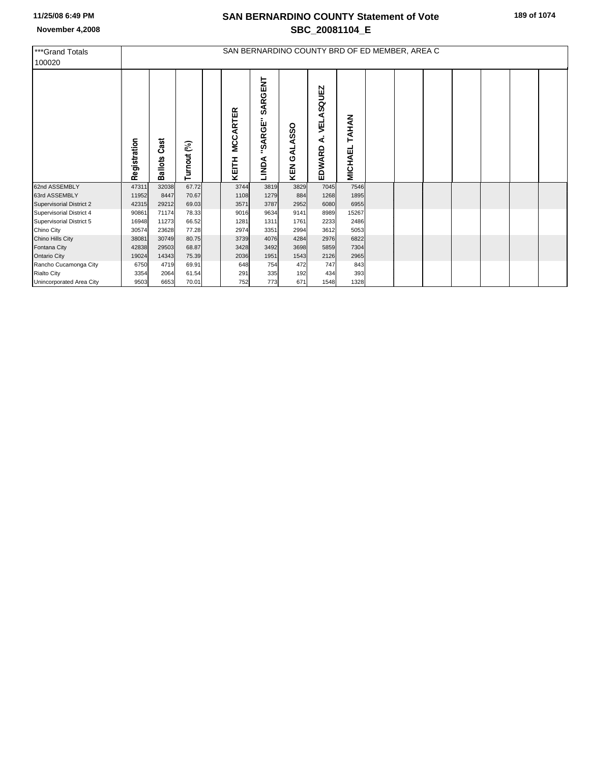# SAN BERNARDINO COUNTY Statement of Vote

## SBC_20081104_E

November 4,2008

11/25/08 6:49 PM

| ***Grand Totals 100020 | SAN BERNARDINO COUNTY BRD OF ED MEMBER, AREA C | | | | | | | | |
|---|---|---|---|---|---|---|---|---|---|
| | Registration | Ballots Cast | Turnout (%) | KEITH MCCARTER | LINDA "SARGE" SARGENT | KEN GALASSO | EDWARD A. VELASQUEZ | MICHAEL TAHAN | |
| 62nd ASSEMBLY | 47311 | 32038 | 67.72 | 3744 | 3819 | 3829 | 7045 | 7546 | |
| 63rd ASSEMBLY | 11952 | 8447 | 70.67 | 1108 | 1279 | 884 | 1268 | 1895 | |
| Supervisorial District 2 | 42315 | 29212 | 69.03 | 3571 | 3787 | 2952 | 6080 | 6955 | |
| Supervisorial District 4 | 90861 | 71174 | 78.33 | 9016 | 9634 | 9141 | 8989 | 15267 | |
| Supervisorial District 5 | 16948 | 11273 | 66.52 | 1281 | 1311 | 1761 | 2233 | 2486 | |
| Chino City | 30574 | 23628 | 77.28 | 2974 | 3351 | 2994 | 3612 | 5053 | |
| Chino Hills City | 38081 | 30749 | 80.75 | 3739 | 4076 | 4284 | 2976 | 6822 | |
| Fontana City | 42838 | 29503 | 68.87 | 3428 | 3492 | 3698 | 5859 | 7304 | |
| Ontario City | 19024 | 14343 | 75.39 | 2036 | 1951 | 1543 | 2126 | 2965 | |
| Rancho Cucamonga City | 6750 | 4719 | 69.91 | 648 | 754 | 472 | 747 | 843 | |
| Rialto City | 3354 | 2064 | 61.54 | 291 | 335 | 192 | 434 | 393 | |
| Unincorporated Area City | 9503 | 6653 | 70.01 | 752 | 773 | 671 | 1548 | 1328 | |